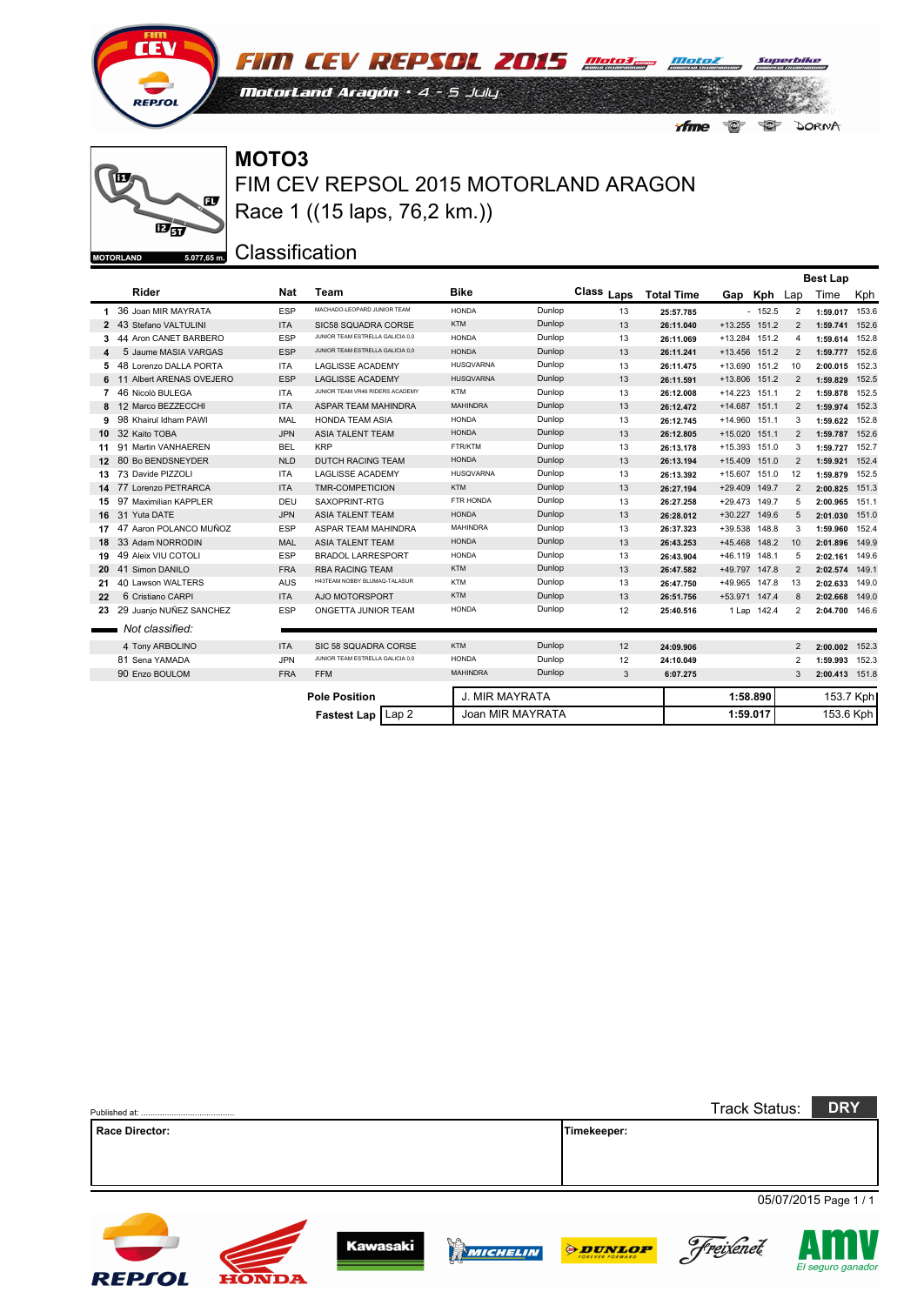# FIM CEV REPSOL 2015

MotorLand Aragón · 4 - 5 July

## MOTO3

FIM CEV REPSOL 2015 MOTORLAND ARAGON

Race 1 ((15 laps, 76,2 km.))

MOTORLAND 5.077,65 m.

Classification

| | Rider | Nat | Team | Bike | | Class | Laps | Total Time | Gap | Kph | Best Lap Lap | Best Lap Time | Best Lap Kph |
|---|---|---|---|---|---|---|---|---|---|---|---|---|---|
| 1 | 36 Joan MIR MAYRATA | ESP | MACHADO-LEOPARD JUNIOR TEAM | HONDA | Dunlop | | 13 | 25:57.785 | - | 152.5 | 2 | 1:59.017 | 153.6 |
| 2 | 43 Stefano VALTULINI | ITA | SIC58 SQUADRA CORSE | KTM | Dunlop | | 13 | 26:11.040 | +13.255 | 151.2 | 2 | 1:59.741 | 152.6 |
| 3 | 44 Aron CANET BARBERO | ESP | JUNIOR TEAM ESTRELLA GALICIA 0,0 | HONDA | Dunlop | | 13 | 26:11.069 | +13.284 | 151.2 | 4 | 1:59.614 | 152.8 |
| 4 | 5 Jaume MASIA VARGAS | ESP | JUNIOR TEAM ESTRELLA GALICIA 0,0 | HONDA | Dunlop | | 13 | 26:11.241 | +13.456 | 151.2 | 2 | 1:59.777 | 152.6 |
| 5 | 48 Lorenzo DALLA PORTA | ITA | LAGLISSE ACADEMY | HUSQVARNA | Dunlop | | 13 | 26:11.475 | +13.690 | 151.2 | 10 | 2:00.015 | 152.3 |
| 6 | 11 Albert ARENAS OVEJERO | ESP | LAGLISSE ACADEMY | HUSQVARNA | Dunlop | | 13 | 26:11.591 | +13.806 | 151.2 | 2 | 1:59.829 | 152.5 |
| 7 | 46 Nicolò BULEGA | ITA | JUNIOR TEAM VR46 RIDERS ACADEMY | KTM | Dunlop | | 13 | 26:12.008 | +14.223 | 151.1 | 2 | 1:59.878 | 152.5 |
| 8 | 12 Marco BEZZECCHI | ITA | ASPAR TEAM MAHINDRA | MAHINDRA | Dunlop | | 13 | 26:12.472 | +14.687 | 151.1 | 2 | 1:59.974 | 152.3 |
| 9 | 98 Khairul Idham PAWI | MAL | HONDA TEAM ASIA | HONDA | Dunlop | | 13 | 26:12.745 | +14.960 | 151.1 | 3 | 1:59.622 | 152.8 |
| 10 | 32 Kaito TOBA | JPN | ASIA TALENT TEAM | HONDA | Dunlop | | 13 | 26:12.805 | +15.020 | 151.1 | 2 | 1:59.787 | 152.6 |
| 11 | 91 Martin VANHAEREN | BEL | KRP | FTR/KTM | Dunlop | | 13 | 26:13.178 | +15.393 | 151.0 | 3 | 1:59.727 | 152.7 |
| 12 | 80 Bo BENDSNEYDER | NLD | DUTCH RACING TEAM | HONDA | Dunlop | | 13 | 26:13.194 | +15.409 | 151.0 | 2 | 1:59.921 | 152.4 |
| 13 | 73 Davide PIZZOLI | ITA | LAGLISSE ACADEMY | HUSQVARNA | Dunlop | | 13 | 26:13.392 | +15.607 | 151.0 | 12 | 1:59.879 | 152.5 |
| 14 | 77 Lorenzo PETRARCA | ITA | TMR-COMPETICION | KTM | Dunlop | | 13 | 26:27.194 | +29.409 | 149.7 | 2 | 2:00.825 | 151.3 |
| 15 | 97 Maximilian KAPPLER | DEU | SAXOPRINT-RTG | FTR HONDA | Dunlop | | 13 | 26:27.258 | +29.473 | 149.7 | 5 | 2:00.965 | 151.1 |
| 16 | 31 Yuta DATE | JPN | ASIA TALENT TEAM | HONDA | Dunlop | | 13 | 26:28.012 | +30.227 | 149.6 | 5 | 2:01.030 | 151.0 |
| 17 | 47 Aaron POLANCO MUÑOZ | ESP | ASPAR TEAM MAHINDRA | MAHINDRA | Dunlop | | 13 | 26:37.323 | +39.538 | 148.8 | 3 | 1:59.960 | 152.4 |
| 18 | 33 Adam NORRODIN | MAL | ASIA TALENT TEAM | HONDA | Dunlop | | 13 | 26:43.253 | +45.468 | 148.2 | 10 | 2:01.896 | 149.9 |
| 19 | 49 Aleix VIU COTOLI | ESP | BRADOL LARRESPORT | HONDA | Dunlop | | 13 | 26:43.904 | +46.119 | 148.1 | 5 | 2:02.161 | 149.6 |
| 20 | 41 Simon DANILO | FRA | RBA RACING TEAM | KTM | Dunlop | | 13 | 26:47.582 | +49.797 | 147.8 | 2 | 2:02.574 | 149.1 |
| 21 | 40 Lawson WALTERS | AUS | H43TEAM NOBBY BLUMAQ-TALASUR | KTM | Dunlop | | 13 | 26:47.750 | +49.965 | 147.8 | 13 | 2:02.633 | 149.0 |
| 22 | 6 Cristiano CARPI | ITA | AJO MOTORSPORT | KTM | Dunlop | | 13 | 26:51.756 | +53.971 | 147.4 | 8 | 2:02.668 | 149.0 |
| 23 | 29 Juanjo NUÑEZ SANCHEZ | ESP | ONGETTA JUNIOR TEAM | HONDA | Dunlop | | 12 | 25:40.516 | 1 Lap | 142.4 | 2 | 2:04.700 | 146.6 |
| | *Not classified:* | | | | | | | | | | | | |
| | 4 Tony ARBOLINO | ITA | SIC 58 SQUADRA CORSE | KTM | Dunlop | | 12 | 24:09.906 | | | 2 | 2:00.002 | 152.3 |
| | 81 Sena YAMADA | JPN | JUNIOR TEAM ESTRELLA GALICIA 0,0 | HONDA | Dunlop | | 12 | 24:10.049 | | | 2 | 1:59.993 | 152.3 |
| | 90 Enzo BOULOM | FRA | FFM | MAHINDRA | Dunlop | | 3 | 6:07.275 | | | 3 | 2:00.413 | 151.8 |

| | | | | |
|---|---|---|---|---|
| **Pole Position** | | J. MIR MAYRATA | **1:58.890** | 153.7 Kph |
| **Fastest Lap** | Lap 2 | Joan MIR MAYRATA | **1:59.017** | 153.6 Kph |

Published at: ........................................

Track Status: **DRY**

**Race Director:**

**Timekeeper:**

05/07/2015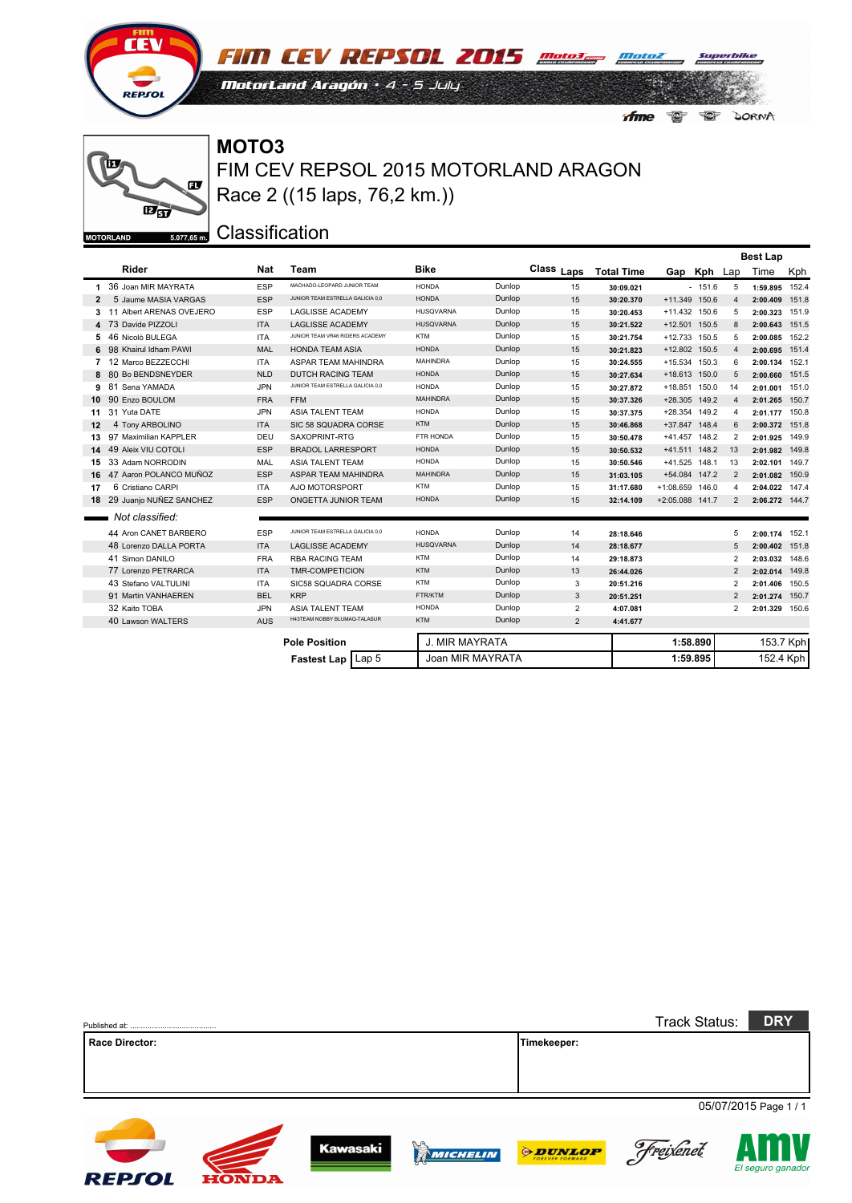# MOTO3

## FIM CEV REPSOL 2015 MOTORLAND ARAGON

## Race 2 ((15 laps, 76,2 km.))

MOTORLAND 5.077,65 m.

## Classification

| | Rider | Nat | Team | Bike | | Class | Laps | Total Time | Gap | Kph | Best Lap Lap | Best Lap Time | Best Lap Kph |
|---|---|---|---|---|---|---|---|---|---|---|---|---|---|
| 1 | 36 Joan MIR MAYRATA | ESP | MACHADO-LEOPARD JUNIOR TEAM | HONDA | Dunlop | | 15 | 30:09.021 | - | 151.6 | 5 | 1:59.895 | 152.4 |
| 2 | 5 Jaume MASIA VARGAS | ESP | JUNIOR TEAM ESTRELLA GALICIA 0,0 | HONDA | Dunlop | | 15 | 30:20.370 | +11.349 | 150.6 | 4 | 2:00.409 | 151.8 |
| 3 | 11 Albert ARENAS OVEJERO | ESP | LAGLISSE ACADEMY | HUSQVARNA | Dunlop | | 15 | 30:20.453 | +11.432 | 150.6 | 5 | 2:00.323 | 151.9 |
| 4 | 73 Davide PIZZOLI | ITA | LAGLISSE ACADEMY | HUSQVARNA | Dunlop | | 15 | 30:21.522 | +12.501 | 150.5 | 8 | 2:00.643 | 151.5 |
| 5 | 46 Nicolò BULEGA | ITA | JUNIOR TEAM VR46 RIDERS ACADEMY | KTM | Dunlop | | 15 | 30:21.754 | +12.733 | 150.5 | 5 | 2:00.085 | 152.2 |
| 6 | 98 Khairul Idham PAWI | MAL | HONDA TEAM ASIA | HONDA | Dunlop | | 15 | 30:21.823 | +12.802 | 150.5 | 4 | 2:00.695 | 151.4 |
| 7 | 12 Marco BEZZECCHI | ITA | ASPAR TEAM MAHINDRA | MAHINDRA | Dunlop | | 15 | 30:24.555 | +15.534 | 150.3 | 6 | 2:00.134 | 152.1 |
| 8 | 80 Bo BENDSNEYDER | NLD | DUTCH RACING TEAM | HONDA | Dunlop | | 15 | 30:27.634 | +18.613 | 150.0 | 5 | 2:00.660 | 151.5 |
| 9 | 81 Sena YAMADA | JPN | JUNIOR TEAM ESTRELLA GALICIA 0,0 | HONDA | Dunlop | | 15 | 30:27.872 | +18.851 | 150.0 | 14 | 2:01.001 | 151.0 |
| 10 | 90 Enzo BOULOM | FRA | FFM | MAHINDRA | Dunlop | | 15 | 30:37.326 | +28.305 | 149.2 | 4 | 2:01.265 | 150.7 |
| 11 | 31 Yuta DATE | JPN | ASIA TALENT TEAM | HONDA | Dunlop | | 15 | 30:37.375 | +28.354 | 149.2 | 4 | 2:01.177 | 150.8 |
| 12 | 4 Tony ARBOLINO | ITA | SIC 58 SQUADRA CORSE | KTM | Dunlop | | 15 | 30:46.868 | +37.847 | 148.4 | 6 | 2:00.372 | 151.8 |
| 13 | 97 Maximilian KAPPLER | DEU | SAXOPRINT-RTG | FTR HONDA | Dunlop | | 15 | 30:50.478 | +41.457 | 148.2 | 2 | 2:01.925 | 149.9 |
| 14 | 49 Aleix VIU COTOLI | ESP | BRADOL LARRESPORT | HONDA | Dunlop | | 15 | 30:50.532 | +41.511 | 148.2 | 13 | 2:01.982 | 149.8 |
| 15 | 33 Adam NORRODIN | MAL | ASIA TALENT TEAM | HONDA | Dunlop | | 15 | 30:50.546 | +41.525 | 148.1 | 13 | 2:02.101 | 149.7 |
| 16 | 47 Aaron POLANCO MUÑOZ | ESP | ASPAR TEAM MAHINDRA | MAHINDRA | Dunlop | | 15 | 31:03.105 | +54.084 | 147.2 | 2 | 2:01.082 | 150.9 |
| 17 | 6 Cristiano CARPI | ITA | AJO MOTORSPORT | KTM | Dunlop | | 15 | 31:17.680 | +1:08.659 | 146.0 | 4 | 2:04.022 | 147.4 |
| 18 | 29 Juanjo NUÑEZ SANCHEZ | ESP | ONGETTA JUNIOR TEAM | HONDA | Dunlop | | 15 | 32:14.109 | +2:05.088 | 141.7 | 2 | 2:06.272 | 144.7 |
| | *Not classified:* | | | | | | | | | | | | |
| | 44 Aron CANET BARBERO | ESP | JUNIOR TEAM ESTRELLA GALICIA 0,0 | HONDA | Dunlop | | 14 | 28:18.646 | | | 5 | 2:00.174 | 152.1 |
| | 48 Lorenzo DALLA PORTA | ITA | LAGLISSE ACADEMY | HUSQVARNA | Dunlop | | 14 | 28:18.677 | | | 5 | 2:00.402 | 151.8 |
| | 41 Simon DANILO | FRA | RBA RACING TEAM | KTM | Dunlop | | 14 | 29:18.873 | | | 2 | 2:03.032 | 148.6 |
| | 77 Lorenzo PETRARCA | ITA | TMR-COMPETICION | KTM | Dunlop | | 13 | 26:44.026 | | | 2 | 2:02.014 | 149.8 |
| | 43 Stefano VALTULINI | ITA | SIC58 SQUADRA CORSE | KTM | Dunlop | | 3 | 20:51.216 | | | 2 | 2:01.406 | 150.5 |
| | 91 Martin VANHAEREN | BEL | KRP | FTR/KTM | Dunlop | | 3 | 20:51.251 | | | 2 | 2:01.274 | 150.7 |
| | 32 Kaito TOBA | JPN | ASIA TALENT TEAM | HONDA | Dunlop | | 2 | 4:07.081 | | | 2 | 2:01.329 | 150.6 |
| | 40 Lawson WALTERS | AUS | H43TEAM NOBBY BLUMAQ-TALASUR | KTM | Dunlop | | 2 | 4:41.677 | | | | | |

| | | Rider | Time | Speed |
|---|---|---|---|---|
| Pole Position | | J. MIR MAYRATA | 1:58.890 | 153.7 Kph |
| Fastest Lap | Lap 5 | Joan MIR MAYRATA | 1:59.895 | 152.4 Kph |

Published at: ........................................

Track Status: **DRY**

**Race Director:**

**Timekeeper:**

05/07/2015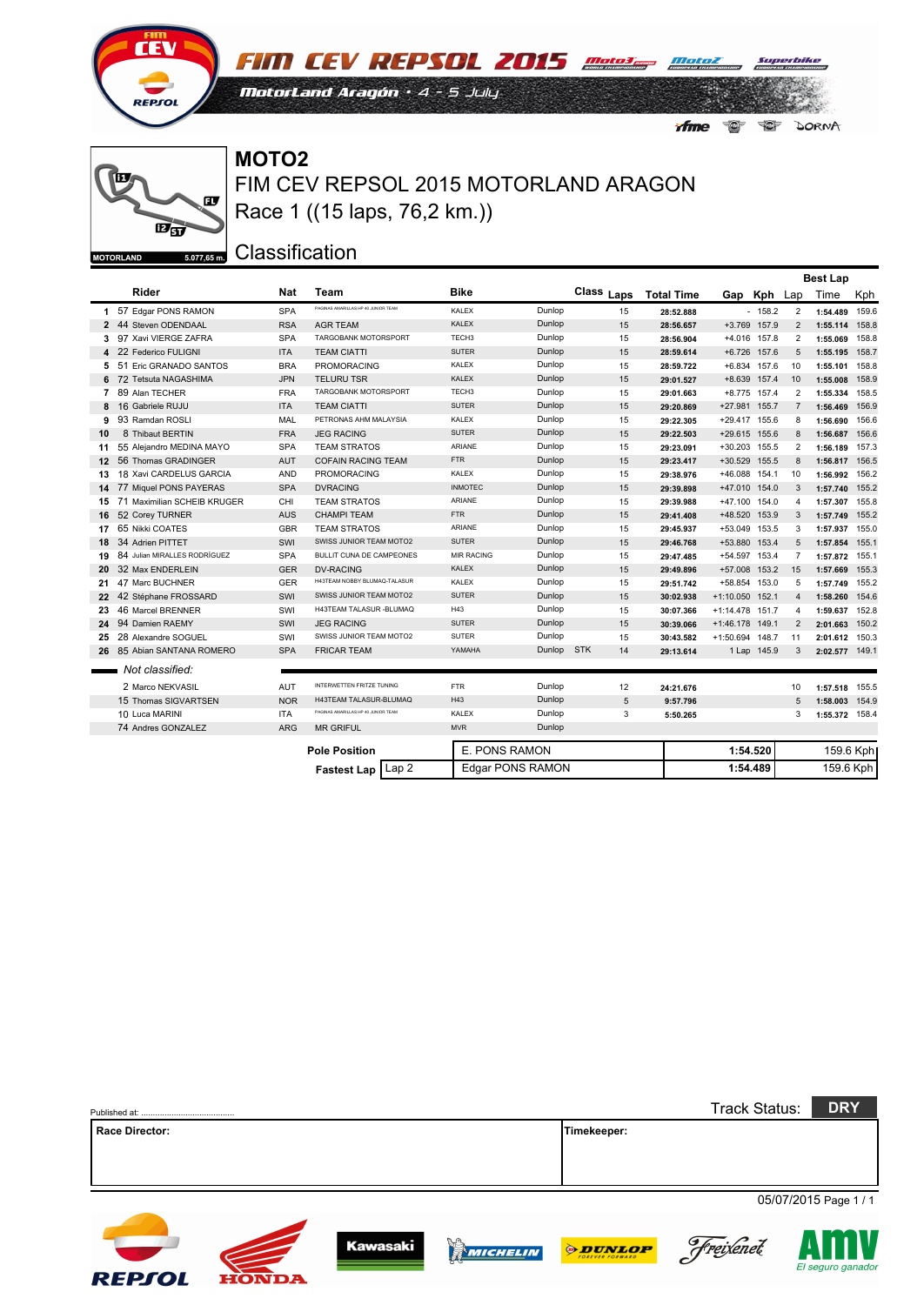FIM CEV REPSOL 2015

MotorLand Aragón · 4 - 5 July

# MOTO2

## FIM CEV REPSOL 2015 MOTORLAND ARAGON

### Race 1 ((15 laps, 76,2 km.))

### Classification

MOTORLAND 5.077,65 m.

| Pos | No | Rider | Nat | Team | Bike | Tyre | Class | Laps | Total Time | Gap | Kph | Best Lap | Best Lap Time | Best Lap Kph |
|---|---|---|---|---|---|---|---|---|---|---|---|---|---|---|
| 1 | 57 | Edgar PONS RAMON | SPA | PAGINAS AMARILLAS HP 40 JUNIOR TEAM | KALEX | Dunlop | | 15 | 28:52.888 | - | 158.2 | 2 | 1:54.489 | 159.6 |
| 2 | 44 | Steven ODENDAAL | RSA | AGR TEAM | KALEX | Dunlop | | 15 | 28:56.657 | +3.769 | 157.9 | 2 | 1:55.114 | 158.8 |
| 3 | 97 | Xavi VIERGE ZAFRA | SPA | TARGOBANK MOTORSPORT | TECH3 | Dunlop | | 15 | 28:56.904 | +4.016 | 157.8 | 2 | 1:55.069 | 158.8 |
| 4 | 22 | Federico FULIGNI | ITA | TEAM CIATTI | SUTER | Dunlop | | 15 | 28:59.614 | +6.726 | 157.6 | 5 | 1:55.195 | 158.7 |
| 5 | 51 | Eric GRANADO SANTOS | BRA | PROMORACING | KALEX | Dunlop | | 15 | 28:59.722 | +6.834 | 157.6 | 10 | 1:55.101 | 158.8 |
| 6 | 72 | Tetsuta NAGASHIMA | JPN | TELURU TSR | KALEX | Dunlop | | 15 | 29:01.527 | +8.639 | 157.4 | 10 | 1:55.008 | 158.9 |
| 7 | 89 | Alan TECHER | FRA | TARGOBANK MOTORSPORT | TECH3 | Dunlop | | 15 | 29:01.663 | +8.775 | 157.4 | 2 | 1:55.334 | 158.5 |
| 8 | 16 | Gabriele RUJU | ITA | TEAM CIATTI | SUTER | Dunlop | | 15 | 29:20.869 | +27.981 | 155.7 | 7 | 1:56.469 | 156.9 |
| 9 | 93 | Ramdan ROSLI | MAL | PETRONAS AHM MALAYSIA | KALEX | Dunlop | | 15 | 29:22.305 | +29.417 | 155.6 | 8 | 1:56.690 | 156.6 |
| 10 | 8 | Thibaut BERTIN | FRA | JEG RACING | SUTER | Dunlop | | 15 | 29:22.503 | +29.615 | 155.6 | 8 | 1:56.687 | 156.6 |
| 11 | 55 | Alejandro MEDINA MAYO | SPA | TEAM STRATOS | ARIANE | Dunlop | | 15 | 29:23.091 | +30.203 | 155.5 | 2 | 1:56.189 | 157.3 |
| 12 | 56 | Thomas GRADINGER | AUT | COFAIN RACING TEAM | FTR | Dunlop | | 15 | 29:23.417 | +30.529 | 155.5 | 8 | 1:56.817 | 156.5 |
| 13 | 18 | Xavi CARDELUS GARCIA | AND | PROMORACING | KALEX | Dunlop | | 15 | 29:38.976 | +46.088 | 154.1 | 10 | 1:56.992 | 156.2 |
| 14 | 77 | Miquel PONS PAYERAS | SPA | DVRACING | INMOTEC | Dunlop | | 15 | 29:39.898 | +47.010 | 154.0 | 3 | 1:57.740 | 155.2 |
| 15 | 71 | Maximilian SCHEIB KRUGER | CHI | TEAM STRATOS | ARIANE | Dunlop | | 15 | 29:39.988 | +47.100 | 154.0 | 4 | 1:57.307 | 155.8 |
| 16 | 52 | Corey TURNER | AUS | CHAMPI TEAM | FTR | Dunlop | | 15 | 29:41.408 | +48.520 | 153.9 | 3 | 1:57.749 | 155.2 |
| 17 | 65 | Nikki COATES | GBR | TEAM STRATOS | ARIANE | Dunlop | | 15 | 29:45.937 | +53.049 | 153.5 | 3 | 1:57.937 | 155.0 |
| 18 | 34 | Adrien PITTET | SWI | SWISS JUNIOR TEAM MOTO2 | SUTER | Dunlop | | 15 | 29:46.768 | +53.880 | 153.4 | 5 | 1:57.854 | 155.1 |
| 19 | 84 | Julian MIRALLES RODRÍGUEZ | SPA | BULLIT CUNA DE CAMPEONES | MIR RACING | Dunlop | | 15 | 29:47.485 | +54.597 | 153.4 | 7 | 1:57.872 | 155.1 |
| 20 | 32 | Max ENDERLEIN | GER | DV-RACING | KALEX | Dunlop | | 15 | 29:49.896 | +57.008 | 153.2 | 15 | 1:57.669 | 155.3 |
| 21 | 47 | Marc BUCHNER | GER | H43TEAM NOBBY BLUMAQ-TALASUR | KALEX | Dunlop | | 15 | 29:51.742 | +58.854 | 153.0 | 5 | 1:57.749 | 155.2 |
| 22 | 42 | Stéphane FROSSARD | SWI | SWISS JUNIOR TEAM MOTO2 | SUTER | Dunlop | | 15 | 30:02.938 | +1:10.050 | 152.1 | 4 | 1:58.260 | 154.6 |
| 23 | 46 | Marcel BRENNER | SWI | H43TEAM TALASUR -BLUMAQ | H43 | Dunlop | | 15 | 30:07.366 | +1:14.478 | 151.7 | 4 | 1:59.637 | 152.8 |
| 24 | 94 | Damien RAEMY | SWI | JEG RACING | SUTER | Dunlop | | 15 | 30:39.066 | +1:46.178 | 149.1 | 2 | 2:01.663 | 150.2 |
| 25 | 28 | Alexandre SOGUEL | SWI | SWISS JUNIOR TEAM MOTO2 | SUTER | Dunlop | | 15 | 30:43.582 | +1:50.694 | 148.7 | 11 | 2:01.612 | 150.3 |
| 26 | 85 | Abian SANTANA ROMERO | SPA | FRICAR TEAM | YAMAHA | Dunlop | STK | 14 | 29:13.614 | 1 Lap | 145.9 | 3 | 2:02.577 | 149.1 |
| | | *Not classified:* | | | | | | | | | | | | |
| | 2 | Marco NEKVASIL | AUT | INTERWETTEN FRITZE TUNING | FTR | Dunlop | | 12 | 24:21.676 | | | 10 | 1:57.518 | 155.5 |
| | 15 | Thomas SIGVARTSEN | NOR | H43TEAM TALASUR-BLUMAQ | H43 | Dunlop | | 5 | 9:57.796 | | | 5 | 1:58.003 | 154.9 |
| | 10 | Luca MARINI | ITA | PAGINAS AMARILLAS HP 40 JUNIOR TEAM | KALEX | Dunlop | | 3 | 5:50.265 | | | 3 | 1:55.372 | 158.4 |
| | 74 | Andres GONZALEZ | ARG | MR GRIFUL | MVR | Dunlop | | | | | | | | |

| | | | | |
|---|---|---|---|---|
| Pole Position | | E. PONS RAMON | 1:54.520 | 159.6 Kph |
| Fastest Lap | Lap 2 | Edgar PONS RAMON | 1:54.489 | 159.6 Kph |

Published at: ........................................

Track Status: **DRY**

| Race Director: | Timekeeper: |
|---|---|
| | |

05/07/2015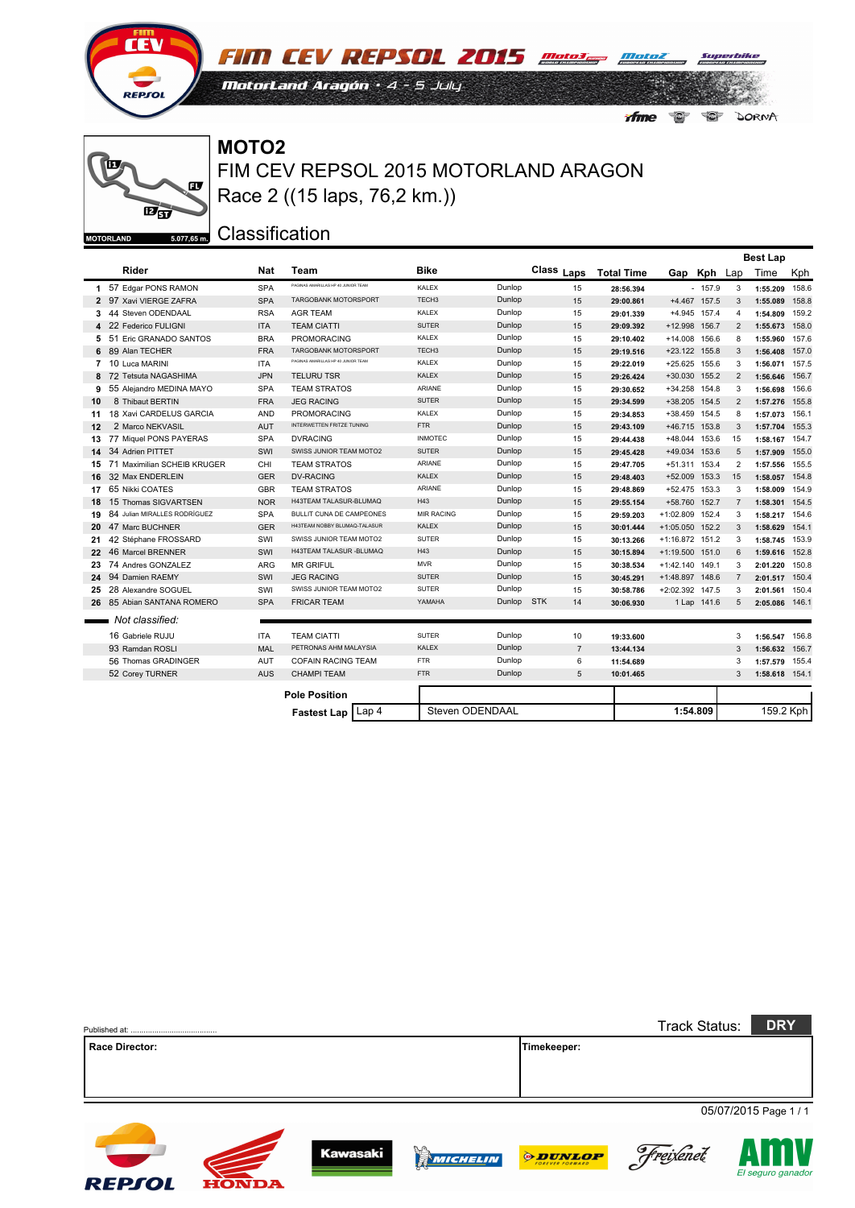FIM CEV REPSOL 2015

MotorLand Aragón · 4 - 5 July

MOTORLAND 5.077,65 m.

# MOTO2

## FIM CEV REPSOL 2015 MOTORLAND ARAGON

## Race 2 ((15 laps, 76,2 km.))

## Classification

| | Rider | Nat | Team | Bike | | Class | Laps | Total Time | Gap | Kph | Best Lap Lap | Time | Kph |
|---|---|---|---|---|---|---|---|---|---|---|---|---|---|
| 1 | 57 Edgar PONS RAMON | SPA | PAGINAS AMARILLAS HP 40 JUNIOR TEAM | KALEX | Dunlop | | 15 | 28:56.394 | - | 157.9 | 3 | 1:55.209 | 158.6 |
| 2 | 97 Xavi VIERGE ZAFRA | SPA | TARGOBANK MOTORSPORT | TECH3 | Dunlop | | 15 | 29:00.861 | +4.467 | 157.5 | 3 | 1:55.089 | 158.8 |
| 3 | 44 Steven ODENDAAL | RSA | AGR TEAM | KALEX | Dunlop | | 15 | 29:01.339 | +4.945 | 157.4 | 4 | 1:54.809 | 159.2 |
| 4 | 22 Federico FULIGNI | ITA | TEAM CIATTI | SUTER | Dunlop | | 15 | 29:09.392 | +12.998 | 156.7 | 2 | 1:55.673 | 158.0 |
| 5 | 51 Eric GRANADO SANTOS | BRA | PROMORACING | KALEX | Dunlop | | 15 | 29:10.402 | +14.008 | 156.6 | 8 | 1:55.960 | 157.6 |
| 6 | 89 Alan TECHER | FRA | TARGOBANK MOTORSPORT | TECH3 | Dunlop | | 15 | 29:19.516 | +23.122 | 155.8 | 3 | 1:56.408 | 157.0 |
| 7 | 10 Luca MARINI | ITA | PAGINAS AMARILLAS HP 40 JUNIOR TEAM | KALEX | Dunlop | | 15 | 29:22.019 | +25.625 | 155.6 | 3 | 1:56.071 | 157.5 |
| 8 | 72 Tetsuta NAGASHIMA | JPN | TELURU TSR | KALEX | Dunlop | | 15 | 29:26.424 | +30.030 | 155.2 | 2 | 1:56.646 | 156.7 |
| 9 | 55 Alejandro MEDINA MAYO | SPA | TEAM STRATOS | ARIANE | Dunlop | | 15 | 29:30.652 | +34.258 | 154.8 | 3 | 1:56.698 | 156.6 |
| 10 | 8 Thibaut BERTIN | FRA | JEG RACING | SUTER | Dunlop | | 15 | 29:34.599 | +38.205 | 154.5 | 2 | 1:57.276 | 155.8 |
| 11 | 18 Xavi CARDELUS GARCIA | AND | PROMORACING | KALEX | Dunlop | | 15 | 29:34.853 | +38.459 | 154.5 | 8 | 1:57.073 | 156.1 |
| 12 | 2 Marco NEKVASIL | AUT | INTERWETTEN FRITZE TUNING | FTR | Dunlop | | 15 | 29:43.109 | +46.715 | 153.8 | 3 | 1:57.704 | 155.3 |
| 13 | 77 Miquel PONS PAYERAS | SPA | DVRACING | INMOTEC | Dunlop | | 15 | 29:44.438 | +48.044 | 153.6 | 15 | 1:58.167 | 154.7 |
| 14 | 34 Adrien PITTET | SWI | SWISS JUNIOR TEAM MOTO2 | SUTER | Dunlop | | 15 | 29:45.428 | +49.034 | 153.6 | 5 | 1:57.909 | 155.0 |
| 15 | 71 Maximilian SCHEIB KRUGER | CHI | TEAM STRATOS | ARIANE | Dunlop | | 15 | 29:47.705 | +51.311 | 153.4 | 2 | 1:57.556 | 155.5 |
| 16 | 32 Max ENDERLEIN | GER | DV-RACING | KALEX | Dunlop | | 15 | 29:48.403 | +52.009 | 153.3 | 15 | 1:58.057 | 154.8 |
| 17 | 65 Nikki COATES | GBR | TEAM STRATOS | ARIANE | Dunlop | | 15 | 29:48.869 | +52.475 | 153.3 | 3 | 1:58.009 | 154.9 |
| 18 | 15 Thomas SIGVARTSEN | NOR | H43TEAM TALASUR-BLUMAQ | H43 | Dunlop | | 15 | 29:55.154 | +58.760 | 152.7 | 7 | 1:58.301 | 154.5 |
| 19 | 84 Julian MIRALLES RODRÍGUEZ | SPA | BULLIT CUNA DE CAMPEONES | MIR RACING | Dunlop | | 15 | 29:59.203 | +1:02.809 | 152.4 | 3 | 1:58.217 | 154.6 |
| 20 | 47 Marc BUCHNER | GER | H43TEAM NOBBY BLUMAQ-TALASUR | KALEX | Dunlop | | 15 | 30:01.444 | +1:05.050 | 152.2 | 3 | 1:58.629 | 154.1 |
| 21 | 42 Stéphane FROSSARD | SWI | SWISS JUNIOR TEAM MOTO2 | SUTER | Dunlop | | 15 | 30:13.266 | +1:16.872 | 151.2 | 3 | 1:58.745 | 153.9 |
| 22 | 46 Marcel BRENNER | SWI | H43TEAM TALASUR -BLUMAQ | H43 | Dunlop | | 15 | 30:15.894 | +1:19.500 | 151.0 | 6 | 1:59.616 | 152.8 |
| 23 | 74 Andres GONZALEZ | ARG | MR GRIFUL | MVR | Dunlop | | 15 | 30:38.534 | +1:42.140 | 149.1 | 3 | 2:01.220 | 150.8 |
| 24 | 94 Damien RAEMY | SWI | JEG RACING | SUTER | Dunlop | | 15 | 30:45.291 | +1:48.897 | 148.6 | 7 | 2:01.517 | 150.4 |
| 25 | 28 Alexandre SOGUEL | SWI | SWISS JUNIOR TEAM MOTO2 | SUTER | Dunlop | | 15 | 30:58.786 | +2:02.392 | 147.5 | 3 | 2:01.561 | 150.4 |
| 26 | 85 Abian SANTANA ROMERO | SPA | FRICAR TEAM | YAMAHA | Dunlop | STK | 14 | 30:06.930 | 1 Lap | 141.6 | 5 | 2:05.086 | 146.1 |
| | *Not classified:* | | | | | | | | | | | | |
| | 16 Gabriele RUJU | ITA | TEAM CIATTI | SUTER | Dunlop | | 10 | 19:33.600 | | | 3 | 1:56.547 | 156.8 |
| | 93 Ramdan ROSLI | MAL | PETRONAS AHM MALAYSIA | KALEX | Dunlop | | 7 | 13:44.134 | | | 3 | 1:56.632 | 156.7 |
| | 56 Thomas GRADINGER | AUT | COFAIN RACING TEAM | FTR | Dunlop | | 6 | 11:54.689 | | | 3 | 1:57.579 | 155.4 |
| | 52 Corey TURNER | AUS | CHAMPI TEAM | FTR | Dunlop | | 5 | 10:01.465 | | | 3 | 1:58.618 | 154.1 |

| | | | | |
|---|---|---|---|---|
| **Pole Position** | | | | |
| **Fastest Lap** | Lap 4 | Steven ODENDAAL | 1:54.809 | 159.2 Kph |

Published at: ........................................

Track Status: **DRY**

**Race Director:**

**Timekeeper:**

05/07/2015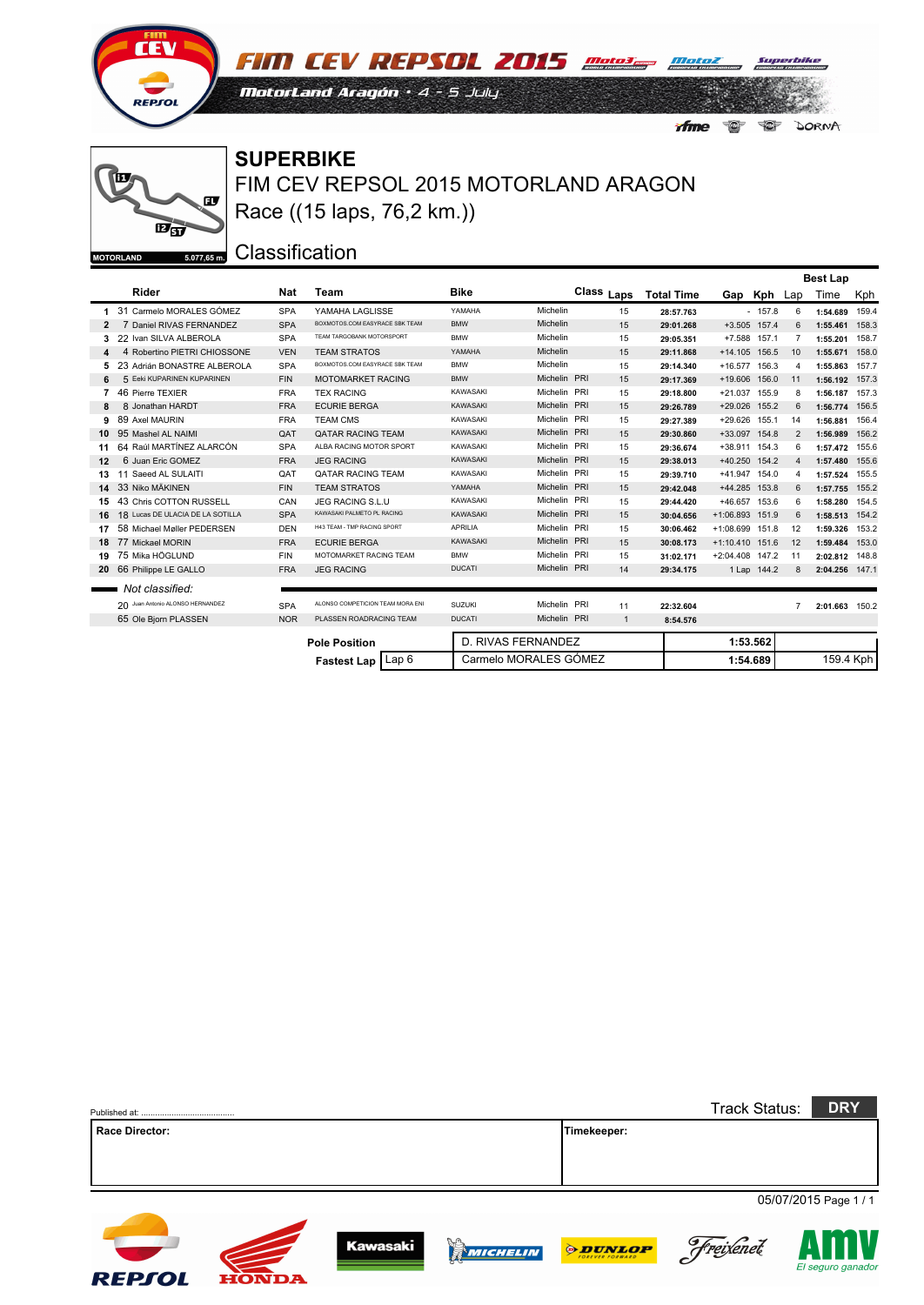# SUPERBIKE

## FIM CEV REPSOL 2015 MOTORLAND ARAGON

## Race ((15 laps, 76,2 km.))

## Classification

| | Rider | Nat | Team | Bike | | Class | Laps | Total Time | Gap | Kph | Best Lap Lap | Time | Kph |
|---|---|---|---|---|---|---|---|---|---|---|---|---|---|
| 1 | 31 Carmelo MORALES GÓMEZ | SPA | YAMAHA LAGLISSE | YAMAHA | Michelin | | 15 | 28:57.763 | - | 157.8 | 6 | 1:54.689 | 159.4 |
| 2 | 7 Daniel RIVAS FERNANDEZ | SPA | BOXMOTOS.COM EASYRACE SBK TEAM | BMW | Michelin | | 15 | 29:01.268 | +3.505 | 157.4 | 6 | 1:55.461 | 158.3 |
| 3 | 22 Ivan SILVA ALBEROLA | SPA | TEAM TARGOBANK MOTORSPORT | BMW | Michelin | | 15 | 29:05.351 | +7.588 | 157.1 | 7 | 1:55.201 | 158.7 |
| 4 | 4 Robertino PIETRI CHIOSSONE | VEN | TEAM STRATOS | YAMAHA | Michelin | | 15 | 29:11.868 | +14.105 | 156.5 | 10 | 1:55.671 | 158.0 |
| 5 | 23 Adrián BONASTRE ALBEROLA | SPA | BOXMOTOS.COM EASYRACE SBK TEAM | BMW | Michelin | | 15 | 29:14.340 | +16.577 | 156.3 | 4 | 1:55.863 | 157.7 |
| 6 | 5 Eeki KUPARINEN KUPARINEN | FIN | MOTOMARKET RACING | BMW | Michelin | PRI | 15 | 29:17.369 | +19.606 | 156.0 | 11 | 1:56.192 | 157.3 |
| 7 | 46 Pierre TEXIER | FRA | TEX RACING | KAWASAKI | Michelin | PRI | 15 | 29:18.800 | +21.037 | 155.9 | 8 | 1:56.187 | 157.3 |
| 8 | 8 Jonathan HARDT | FRA | ECURIE BERGA | KAWASAKI | Michelin | PRI | 15 | 29:26.789 | +29.026 | 155.2 | 6 | 1:56.774 | 156.5 |
| 9 | 89 Axel MAURIN | FRA | TEAM CMS | KAWASAKI | Michelin | PRI | 15 | 29:27.389 | +29.626 | 155.1 | 14 | 1:56.881 | 156.4 |
| 10 | 95 Mashel AL NAIMI | QAT | QATAR RACING TEAM | KAWASAKI | Michelin | PRI | 15 | 29:30.860 | +33.097 | 154.8 | 2 | 1:56.989 | 156.2 |
| 11 | 64 Raúl MARTÍNEZ ALARCÓN | SPA | ALBA RACING MOTOR SPORT | KAWASAKI | Michelin | PRI | 15 | 29:36.674 | +38.911 | 154.3 | 6 | 1:57.472 | 155.6 |
| 12 | 6 Juan Eric GOMEZ | FRA | JEG RACING | KAWASAKI | Michelin | PRI | 15 | 29:38.013 | +40.250 | 154.2 | 4 | 1:57.480 | 155.6 |
| 13 | 11 Saeed AL SULAITI | QAT | QATAR RACING TEAM | KAWASAKI | Michelin | PRI | 15 | 29:39.710 | +41.947 | 154.0 | 4 | 1:57.524 | 155.5 |
| 14 | 33 Niko MÄKINEN | FIN | TEAM STRATOS | YAMAHA | Michelin | PRI | 15 | 29:42.048 | +44.285 | 153.8 | 6 | 1:57.755 | 155.2 |
| 15 | 43 Chris COTTON RUSSELL | CAN | JEG RACING S.L.U | KAWASAKI | Michelin | PRI | 15 | 29:44.420 | +46.657 | 153.6 | 6 | 1:58.280 | 154.5 |
| 16 | 18 Lucas DE ULACIA DE LA SOTILLA | SPA | KAWASAKI PALMETO PL RACING | KAWASAKI | Michelin | PRI | 15 | 30:04.656 | +1:06.893 | 151.9 | 6 | 1:58.513 | 154.2 |
| 17 | 58 Michael Møller PEDERSEN | DEN | H43 TEAM - TMP RACING SPORT | APRILIA | Michelin | PRI | 15 | 30:06.462 | +1:08.699 | 151.8 | 12 | 1:59.326 | 153.2 |
| 18 | 77 Mickael MORIN | FRA | ECURIE BERGA | KAWASAKI | Michelin | PRI | 15 | 30:08.173 | +1:10.410 | 151.6 | 12 | 1:59.484 | 153.0 |
| 19 | 75 Mika HÖGLUND | FIN | MOTOMARKET RACING TEAM | BMW | Michelin | PRI | 15 | 31:02.171 | +2:04.408 | 147.2 | 11 | 2:02.812 | 148.8 |
| 20 | 66 Philippe LE GALLO | FRA | JEG RACING | DUCATI | Michelin | PRI | 14 | 29:34.175 | 1 Lap | 144.2 | 8 | 2:04.256 | 147.1 |

*Not classified:*

| | Rider | Nat | Team | Bike | | Class | Laps | Total Time | Gap | Kph | Lap | Time | Kph |
|---|---|---|---|---|---|---|---|---|---|---|---|---|---|
| | 20 Juan Antonio ALONSO HERNANDEZ | SPA | ALONSO COMPETICION TEAM MORA ENI | SUZUKI | Michelin | PRI | 11 | 22:32.604 | | | 7 | 2:01.663 | 150.2 |
| | 65 Ole Bjorn PLASSEN | NOR | PLASSEN ROADRACING TEAM | DUCATI | Michelin | PRI | 1 | 8:54.576 | | | | | |

| | | | | |
|---|---|---|---|---|
| Pole Position | | D. RIVAS FERNANDEZ | 1:53.562 | |
| Fastest Lap | Lap 6 | Carmelo MORALES GÓMEZ | 1:54.689 | 159.4 Kph |

Published at: ........................................

Track Status: **DRY**

| Race Director: | Timekeeper: |
|---|---|
| | |

05/07/2015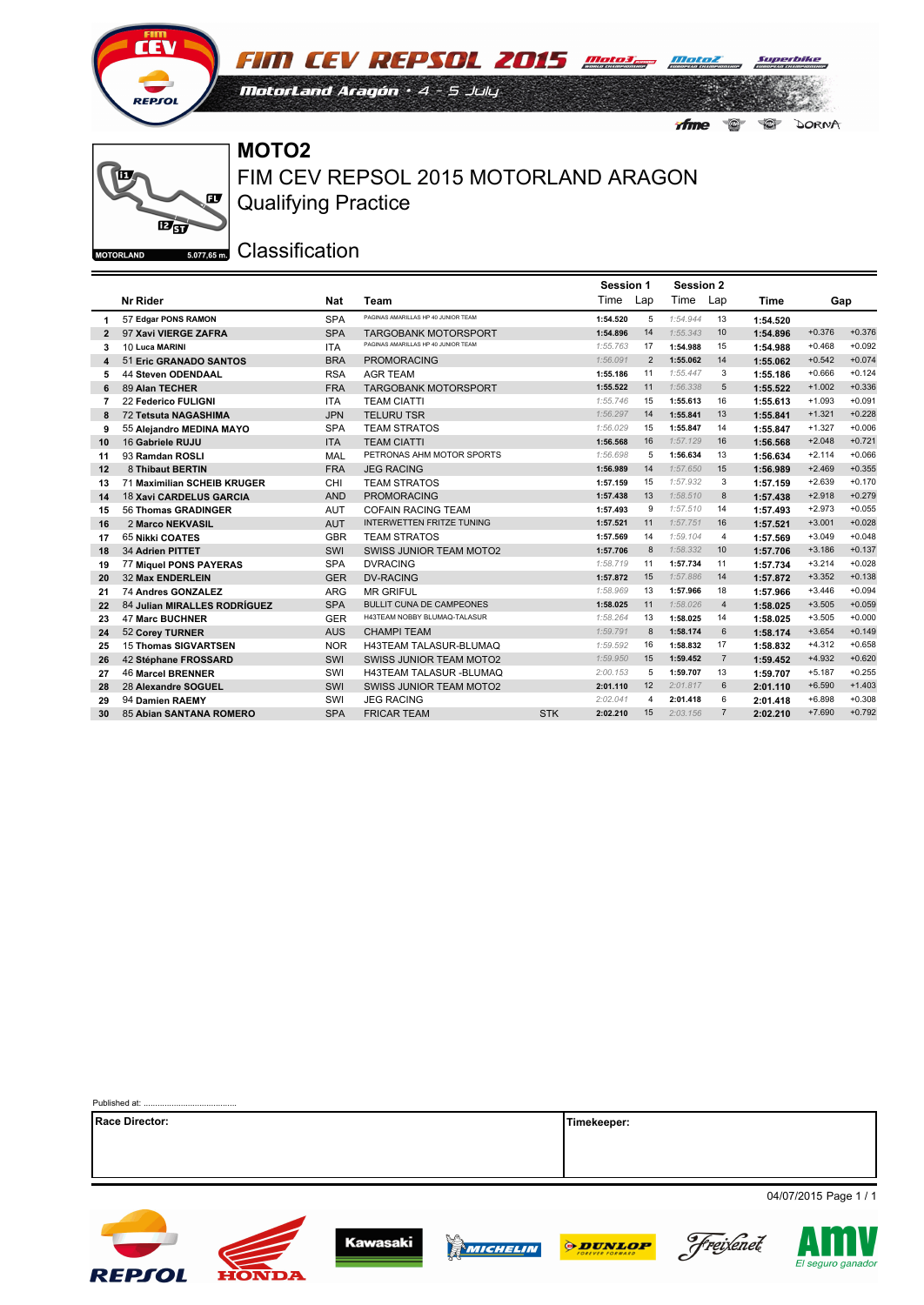# MOTO2

## FIM CEV REPSOL 2015 MOTORLAND ARAGON

### Qualifying Practice

### Classification

| | Nr Rider | Nat | Team | | Session 1 Time | Lap | Session 2 Time | Lap | Time | Gap | |
|---|---|---|---|---|---|---|---|---|---|---|---|
| 1 | 57 Edgar PONS RAMON | SPA | PAGINAS AMARILLAS HP 40 JUNIOR TEAM | | 1:54.520 | 5 | 1:54.944 | 13 | 1:54.520 | | |
| 2 | 97 Xavi VIERGE ZAFRA | SPA | TARGOBANK MOTORSPORT | | 1:54.896 | 14 | 1:55.343 | 10 | 1:54.896 | +0.376 | +0.376 |
| 3 | 10 Luca MARINI | ITA | PAGINAS AMARILLAS HP 40 JUNIOR TEAM | | 1:55.763 | 17 | 1:54.988 | 15 | 1:54.988 | +0.468 | +0.092 |
| 4 | 51 Eric GRANADO SANTOS | BRA | PROMORACING | | 1:56.091 | 2 | 1:55.062 | 14 | 1:55.062 | +0.542 | +0.074 |
| 5 | 44 Steven ODENDAAL | RSA | AGR TEAM | | 1:55.186 | 11 | 1:55.447 | 3 | 1:55.186 | +0.666 | +0.124 |
| 6 | 89 Alan TECHER | FRA | TARGOBANK MOTORSPORT | | 1:55.522 | 11 | 1:56.338 | 5 | 1:55.522 | +1.002 | +0.336 |
| 7 | 22 Federico FULIGNI | ITA | TEAM CIATTI | | 1:55.746 | 15 | 1:55.613 | 16 | 1:55.613 | +1.093 | +0.091 |
| 8 | 72 Tetsuta NAGASHIMA | JPN | TELURU TSR | | 1:56.297 | 14 | 1:55.841 | 13 | 1:55.841 | +1.321 | +0.228 |
| 9 | 55 Alejandro MEDINA MAYO | SPA | TEAM STRATOS | | 1:56.029 | 15 | 1:55.847 | 14 | 1:55.847 | +1.327 | +0.006 |
| 10 | 16 Gabriele RUJU | ITA | TEAM CIATTI | | 1:56.568 | 16 | 1:57.129 | 16 | 1:56.568 | +2.048 | +0.721 |
| 11 | 93 Ramdan ROSLI | MAL | PETRONAS AHM MOTOR SPORTS | | 1:56.698 | 5 | 1:56.634 | 13 | 1:56.634 | +2.114 | +0.066 |
| 12 | 8 Thibaut BERTIN | FRA | JEG RACING | | 1:56.989 | 14 | 1:57.650 | 15 | 1:56.989 | +2.469 | +0.355 |
| 13 | 71 Maximilian SCHEIB KRUGER | CHI | TEAM STRATOS | | 1:57.159 | 15 | 1:57.932 | 3 | 1:57.159 | +2.639 | +0.170 |
| 14 | 18 Xavi CARDELUS GARCIA | AND | PROMORACING | | 1:57.438 | 13 | 1:58.510 | 8 | 1:57.438 | +2.918 | +0.279 |
| 15 | 56 Thomas GRADINGER | AUT | COFAIN RACING TEAM | | 1:57.493 | 9 | 1:57.510 | 14 | 1:57.493 | +2.973 | +0.055 |
| 16 | 2 Marco NEKVASIL | AUT | INTERWETTEN FRITZE TUNING | | 1:57.521 | 11 | 1:57.751 | 16 | 1:57.521 | +3.001 | +0.028 |
| 17 | 65 Nikki COATES | GBR | TEAM STRATOS | | 1:57.569 | 14 | 1:59.104 | 4 | 1:57.569 | +3.049 | +0.048 |
| 18 | 34 Adrien PITTET | SWI | SWISS JUNIOR TEAM MOTO2 | | 1:57.706 | 8 | 1:58.332 | 10 | 1:57.706 | +3.186 | +0.137 |
| 19 | 77 Miquel PONS PAYERAS | SPA | DVRACING | | 1:58.719 | 11 | 1:57.734 | 11 | 1:57.734 | +3.214 | +0.028 |
| 20 | 32 Max ENDERLEIN | GER | DV-RACING | | 1:57.872 | 15 | 1:57.886 | 14 | 1:57.872 | +3.352 | +0.138 |
| 21 | 74 Andres GONZALEZ | ARG | MR GRIFUL | | 1:58.969 | 13 | 1:57.966 | 18 | 1:57.966 | +3.446 | +0.094 |
| 22 | 84 Julian MIRALLES RODRÍGUEZ | SPA | BULLIT CUNA DE CAMPEONES | | 1:58.025 | 11 | 1:58.026 | 4 | 1:58.025 | +3.505 | +0.059 |
| 23 | 47 Marc BUCHNER | GER | H43TEAM NOBBY BLUMAQ-TALASUR | | 1:58.264 | 13 | 1:58.025 | 14 | 1:58.025 | +3.505 | +0.000 |
| 24 | 52 Corey TURNER | AUS | CHAMPI TEAM | | 1:59.791 | 8 | 1:58.174 | 6 | 1:58.174 | +3.654 | +0.149 |
| 25 | 15 Thomas SIGVARTSEN | NOR | H43TEAM TALASUR-BLUMAQ | | 1:59.592 | 16 | 1:58.832 | 17 | 1:58.832 | +4.312 | +0.658 |
| 26 | 42 Stéphane FROSSARD | SWI | SWISS JUNIOR TEAM MOTO2 | | 1:59.950 | 15 | 1:59.452 | 7 | 1:59.452 | +4.932 | +0.620 |
| 27 | 46 Marcel BRENNER | SWI | H43TEAM TALASUR -BLUMAQ | | 2:00.153 | 5 | 1:59.707 | 13 | 1:59.707 | +5.187 | +0.255 |
| 28 | 28 Alexandre SOGUEL | SWI | SWISS JUNIOR TEAM MOTO2 | | 2:01.110 | 12 | 2:01.817 | 6 | 2:01.110 | +6.590 | +1.403 |
| 29 | 94 Damien RAEMY | SWI | JEG RACING | | 2:02.041 | 4 | 2:01.418 | 6 | 2:01.418 | +6.898 | +0.308 |
| 30 | 85 Abian SANTANA ROMERO | SPA | FRICAR TEAM | STK | 2:02.210 | 15 | 2:03.156 | 7 | 2:02.210 | +7.690 | +0.792 |

Published at: ..........................................

| Race Director: | Timekeeper: |
|---|---|
| | |

04/07/2015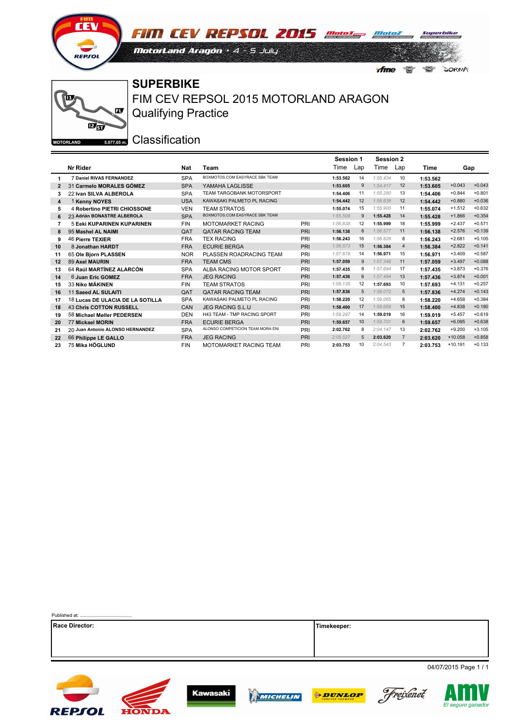FIM CEV REPSOL 2015

MotorLand Aragón · 4 - 5 July

MOTORLAND 5.077,65 m.

# SUPERBIKE

## FIM CEV REPSOL 2015 MOTORLAND ARAGON

## Qualifying Practice

## Classification

| | Nr | Rider | Nat | Team | | Session 1 Time | Lap | Session 2 Time | Lap | Time | Gap | |
|---|---|---|---|---|---|---|---|---|---|---|---|---|
| 1 | 7 | Daniel RIVAS FERNANDEZ | SPA | BOXMOTOS.COM EASYRACE SBK TEAM | | 1:53.562 | 14 | 1:55.434 | 10 | 1:53.562 | | |
| 2 | 31 | Carmelo MORALES GÓMEZ | SPA | YAMAHA LAGLISSE | | 1:53.605 | 9 | 1:54.417 | 12 | 1:53.605 | +0.043 | +0.043 |
| 3 | 22 | Ivan SILVA ALBEROLA | SPA | TEAM TARGOBANK MOTORSPORT | | 1:54.406 | 11 | 1:55.280 | 13 | 1:54.406 | +0.844 | +0.801 |
| 4 | 1 | Kenny NOYES | USA | KAWASAKI PALMETO PL RACING | | 1:54.442 | 12 | 1:56.638 | 12 | 1:54.442 | +0.880 | +0.036 |
| 5 | 4 | Robertino PIETRI CHIOSSONE | VEN | TEAM STRATOS | | 1:55.074 | 15 | 1:55.900 | 11 | 1:55.074 | +1.512 | +0.632 |
| 6 | 23 | Adrián BONASTRE ALBEROLA | SPA | BOXMOTOS.COM EASYRACE SBK TEAM | | 1:55.508 | 9 | 1:55.428 | 14 | 1:55.428 | +1.866 | +0.354 |
| 7 | 5 | Eeki KUPARINEN KUPARINEN | FIN | MOTOMARKET RACING | PRI | 1:56.838 | 12 | 1:55.999 | 18 | 1:55.999 | +2.437 | +0.571 |
| 8 | 95 | Mashel AL NAIMI | QAT | QATAR RACING TEAM | PRI | 1:56.138 | 6 | 1:56.577 | 11 | 1:56.138 | +2.576 | +0.139 |
| 9 | 46 | Pierre TEXIER | FRA | TEX RACING | PRI | 1:56.243 | 16 | 1:56.826 | 8 | 1:56.243 | +2.681 | +0.105 |
| 10 | 8 | Jonathan HARDT | FRA | ECURIE BERGA | PRI | 1:56.573 | 15 | 1:56.384 | 4 | 1:56.384 | +2.822 | +0.141 |
| 11 | 65 | Ole Bjorn PLASSEN | NOR | PLASSEN ROADRACING TEAM | PRI | 1:57.678 | 14 | 1:56.971 | 15 | 1:56.971 | +3.409 | +0.587 |
| 12 | 89 | Axel MAURIN | FRA | TEAM CMS | PRI | 1:57.059 | 9 | 1:57.348 | 11 | 1:57.059 | +3.497 | +0.088 |
| 13 | 64 | Raúl MARTÍNEZ ALARCÓN | SPA | ALBA RACING MOTOR SPORT | PRI | 1:57.435 | 8 | 1:57.694 | 17 | 1:57.435 | +3.873 | +0.376 |
| 14 | 6 | Juan Eric GOMEZ | FRA | JEG RACING | PRI | 1:57.436 | 6 | 1:57.494 | 13 | 1:57.436 | +3.874 | +0.001 |
| 15 | 33 | Niko MÄKINEN | FIN | TEAM STRATOS | PRI | 1:58.135 | 12 | 1:57.693 | 10 | 1:57.693 | +4.131 | +0.257 |
| 16 | 11 | Saeed AL SULAITI | QAT | QATAR RACING TEAM | PRI | 1:57.836 | 5 | 1:58.072 | 5 | 1:57.836 | +4.274 | +0.143 |
| 17 | 18 | Lucas DE ULACIA DE LA SOTILLA | SPA | KAWASAKI PALMETO PL RACING | PRI | 1:58.220 | 12 | 1:59.065 | 8 | 1:58.220 | +4.658 | +0.384 |
| 18 | 43 | Chris COTTON RUSSELL | CAN | JEG RACING S.L.U | PRI | 1:58.400 | 17 | 1:58.669 | 15 | 1:58.400 | +4.838 | +0.180 |
| 19 | 58 | Michael Møller PEDERSEN | DEN | H43 TEAM - TMP RACING SPORT | PRI | 1:59.287 | 14 | 1:59.019 | 16 | 1:59.019 | +5.457 | +0.619 |
| 20 | 77 | Mickael MORIN | FRA | ECURIE BERGA | PRI | 1:59.657 | 10 | 1:59.701 | 6 | 1:59.657 | +6.095 | +0.638 |
| 21 | 20 | Juan Antonio ALONSO HERNANDEZ | SPA | ALONSO COMPETICION TEAM MORA ENI | PRI | 2:02.762 | 8 | 2:04.147 | 13 | 2:02.762 | +9.200 | +3.105 |
| 22 | 66 | Philippe LE GALLO | FRA | JEG RACING | PRI | 2:05.527 | 5 | 2:03.620 | 7 | 2:03.620 | +10.058 | +0.858 |
| 23 | 75 | Mika HÖGLUND | FIN | MOTOMARKET RACING TEAM | PRI | 2:03.753 | 10 | 2:04.543 | 7 | 2:03.753 | +10.191 | +0.133 |

Published at: .........................................

| Race Director: | Timekeeper: |
|---|---|
| | |

04/07/2015